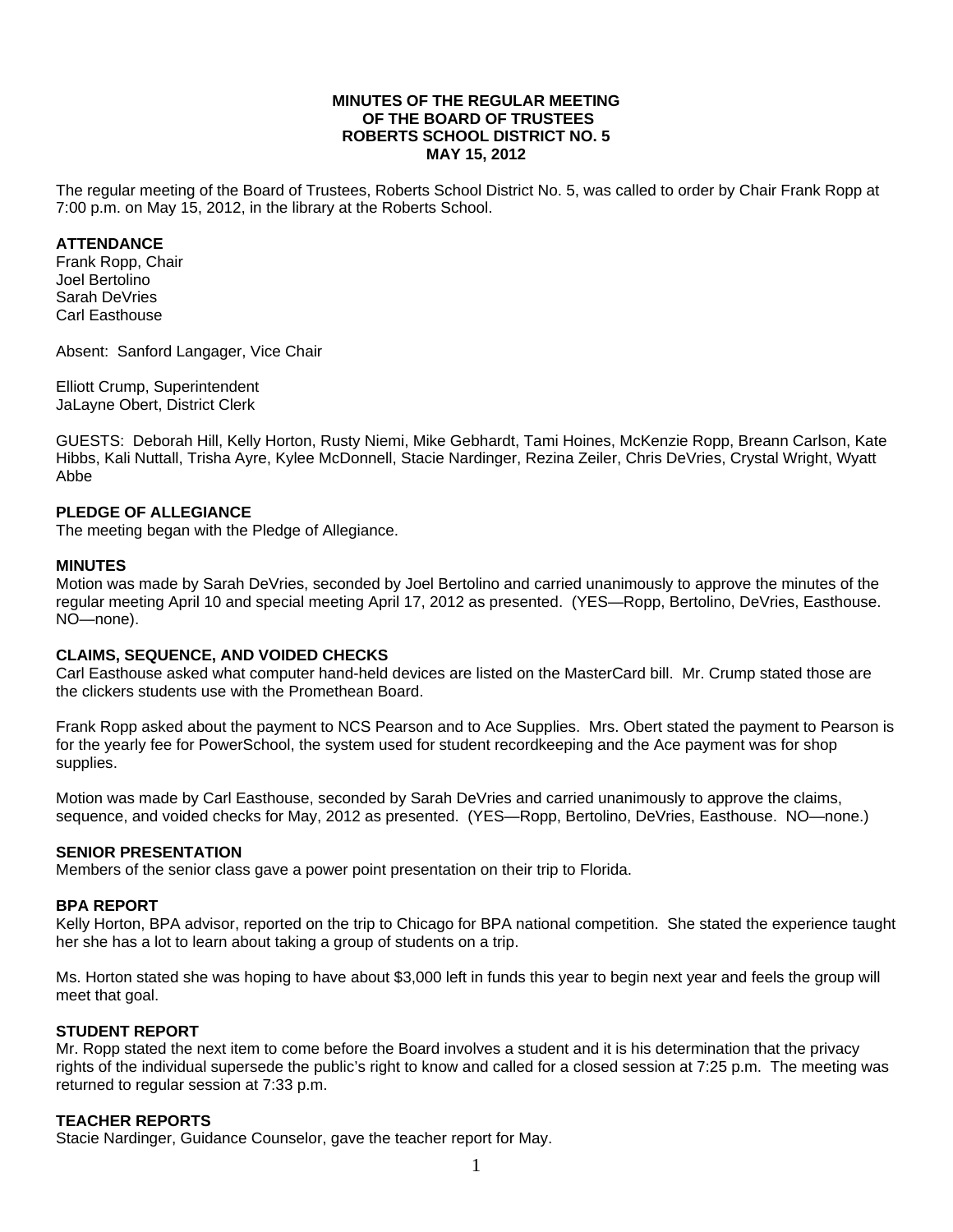**MINUTES OF THE REGULAR MEETING**
**OF THE BOARD OF TRUSTEES**
**ROBERTS SCHOOL DISTRICT NO. 5**
**MAY 15, 2012**

The regular meeting of the Board of Trustees, Roberts School District No. 5, was called to order by Chair Frank Ropp at 7:00 p.m. on May 15, 2012, in the library at the Roberts School.

**ATTENDANCE**
Frank Ropp, Chair
Joel Bertolino
Sarah DeVries
Carl Easthouse

Absent: Sanford Langager, Vice Chair

Elliott Crump, Superintendent
JaLayne Obert, District Clerk

GUESTS: Deborah Hill, Kelly Horton, Rusty Niemi, Mike Gebhardt, Tami Hoines, McKenzie Ropp, Breann Carlson, Kate Hibbs, Kali Nuttall, Trisha Ayre, Kylee McDonnell, Stacie Nardinger, Rezina Zeiler, Chris DeVries, Crystal Wright, Wyatt Abbe

**PLEDGE OF ALLEGIANCE**
The meeting began with the Pledge of Allegiance.

**MINUTES**
Motion was made by Sarah DeVries, seconded by Joel Bertolino and carried unanimously to approve the minutes of the regular meeting April 10 and special meeting April 17, 2012 as presented. (YES—Ropp, Bertolino, DeVries, Easthouse. NO—none).

**CLAIMS, SEQUENCE, AND VOIDED CHECKS**
Carl Easthouse asked what computer hand-held devices are listed on the MasterCard bill. Mr. Crump stated those are the clickers students use with the Promethean Board.

Frank Ropp asked about the payment to NCS Pearson and to Ace Supplies. Mrs. Obert stated the payment to Pearson is for the yearly fee for PowerSchool, the system used for student recordkeeping and the Ace payment was for shop supplies.

Motion was made by Carl Easthouse, seconded by Sarah DeVries and carried unanimously to approve the claims, sequence, and voided checks for May, 2012 as presented. (YES—Ropp, Bertolino, DeVries, Easthouse. NO—none.)

**SENIOR PRESENTATION**
Members of the senior class gave a power point presentation on their trip to Florida.

**BPA REPORT**
Kelly Horton, BPA advisor, reported on the trip to Chicago for BPA national competition. She stated the experience taught her she has a lot to learn about taking a group of students on a trip.

Ms. Horton stated she was hoping to have about $3,000 left in funds this year to begin next year and feels the group will meet that goal.

**STUDENT REPORT**
Mr. Ropp stated the next item to come before the Board involves a student and it is his determination that the privacy rights of the individual supersede the public's right to know and called for a closed session at 7:25 p.m. The meeting was returned to regular session at 7:33 p.m.

**TEACHER REPORTS**
Stacie Nardinger, Guidance Counselor, gave the teacher report for May.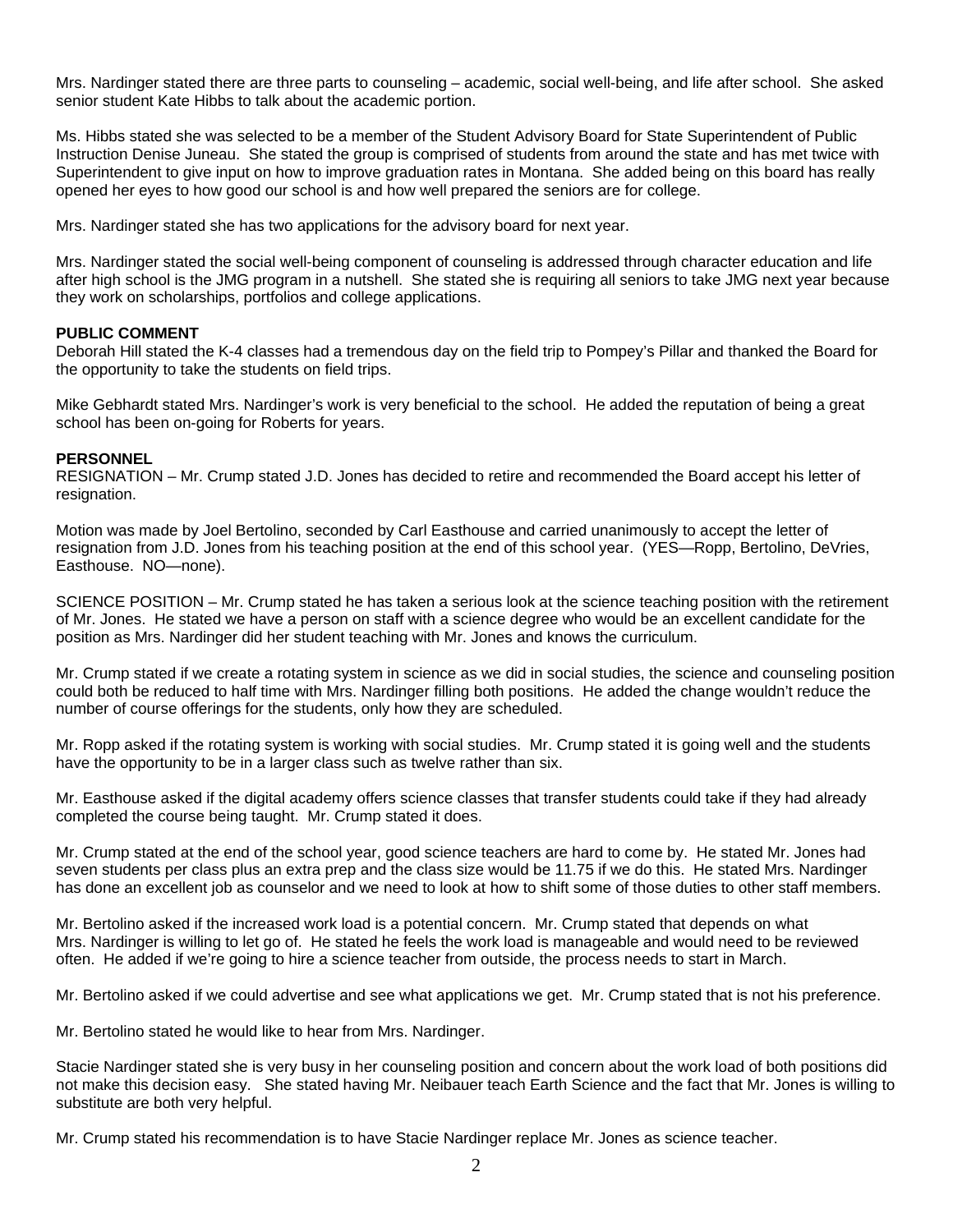Mrs. Nardinger stated there are three parts to counseling – academic, social well-being, and life after school. She asked senior student Kate Hibbs to talk about the academic portion.

Ms. Hibbs stated she was selected to be a member of the Student Advisory Board for State Superintendent of Public Instruction Denise Juneau. She stated the group is comprised of students from around the state and has met twice with Superintendent to give input on how to improve graduation rates in Montana. She added being on this board has really opened her eyes to how good our school is and how well prepared the seniors are for college.

Mrs. Nardinger stated she has two applications for the advisory board for next year.

Mrs. Nardinger stated the social well-being component of counseling is addressed through character education and life after high school is the JMG program in a nutshell. She stated she is requiring all seniors to take JMG next year because they work on scholarships, portfolios and college applications.

**PUBLIC COMMENT**

Deborah Hill stated the K-4 classes had a tremendous day on the field trip to Pompey's Pillar and thanked the Board for the opportunity to take the students on field trips.

Mike Gebhardt stated Mrs. Nardinger's work is very beneficial to the school. He added the reputation of being a great school has been on-going for Roberts for years.

**PERSONNEL**

RESIGNATION – Mr. Crump stated J.D. Jones has decided to retire and recommended the Board accept his letter of resignation.

Motion was made by Joel Bertolino, seconded by Carl Easthouse and carried unanimously to accept the letter of resignation from J.D. Jones from his teaching position at the end of this school year. (YES—Ropp, Bertolino, DeVries, Easthouse. NO—none).

SCIENCE POSITION – Mr. Crump stated he has taken a serious look at the science teaching position with the retirement of Mr. Jones. He stated we have a person on staff with a science degree who would be an excellent candidate for the position as Mrs. Nardinger did her student teaching with Mr. Jones and knows the curriculum.

Mr. Crump stated if we create a rotating system in science as we did in social studies, the science and counseling position could both be reduced to half time with Mrs. Nardinger filling both positions. He added the change wouldn't reduce the number of course offerings for the students, only how they are scheduled.

Mr. Ropp asked if the rotating system is working with social studies. Mr. Crump stated it is going well and the students have the opportunity to be in a larger class such as twelve rather than six.

Mr. Easthouse asked if the digital academy offers science classes that transfer students could take if they had already completed the course being taught. Mr. Crump stated it does.

Mr. Crump stated at the end of the school year, good science teachers are hard to come by. He stated Mr. Jones had seven students per class plus an extra prep and the class size would be 11.75 if we do this. He stated Mrs. Nardinger has done an excellent job as counselor and we need to look at how to shift some of those duties to other staff members.

Mr. Bertolino asked if the increased work load is a potential concern. Mr. Crump stated that depends on what Mrs. Nardinger is willing to let go of. He stated he feels the work load is manageable and would need to be reviewed often. He added if we're going to hire a science teacher from outside, the process needs to start in March.

Mr. Bertolino asked if we could advertise and see what applications we get. Mr. Crump stated that is not his preference.

Mr. Bertolino stated he would like to hear from Mrs. Nardinger.

Stacie Nardinger stated she is very busy in her counseling position and concern about the work load of both positions did not make this decision easy. She stated having Mr. Neibauer teach Earth Science and the fact that Mr. Jones is willing to substitute are both very helpful.

Mr. Crump stated his recommendation is to have Stacie Nardinger replace Mr. Jones as science teacher.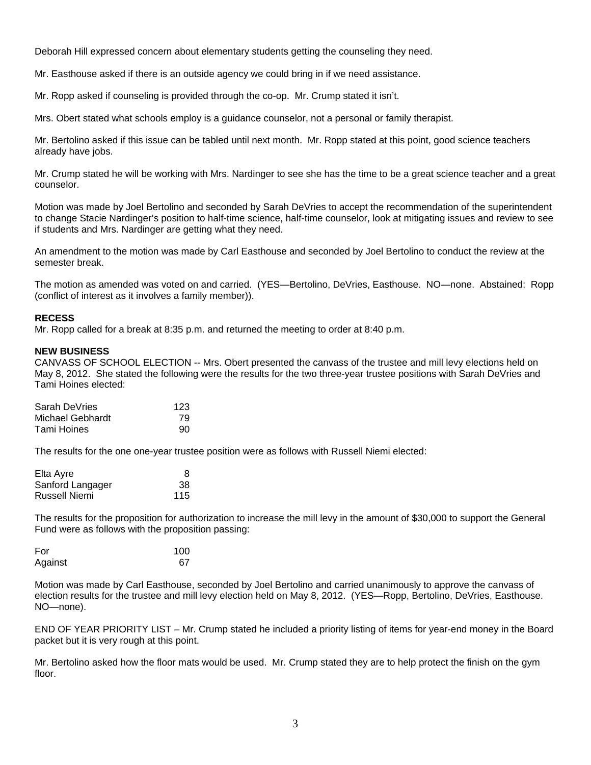Deborah Hill expressed concern about elementary students getting the counseling they need.

Mr. Easthouse asked if there is an outside agency we could bring in if we need assistance.

Mr. Ropp asked if counseling is provided through the co-op. Mr. Crump stated it isn't.

Mrs. Obert stated what schools employ is a guidance counselor, not a personal or family therapist.

Mr. Bertolino asked if this issue can be tabled until next month. Mr. Ropp stated at this point, good science teachers already have jobs.

Mr. Crump stated he will be working with Mrs. Nardinger to see she has the time to be a great science teacher and a great counselor.

Motion was made by Joel Bertolino and seconded by Sarah DeVries to accept the recommendation of the superintendent to change Stacie Nardinger's position to half-time science, half-time counselor, look at mitigating issues and review to see if students and Mrs. Nardinger are getting what they need.

An amendment to the motion was made by Carl Easthouse and seconded by Joel Bertolino to conduct the review at the semester break.

The motion as amended was voted on and carried. (YES—Bertolino, DeVries, Easthouse. NO—none. Abstained: Ropp (conflict of interest as it involves a family member)).

**RECESS**
Mr. Ropp called for a break at 8:35 p.m. and returned the meeting to order at 8:40 p.m.

**NEW BUSINESS**
CANVASS OF SCHOOL ELECTION -- Mrs. Obert presented the canvass of the trustee and mill levy elections held on May 8, 2012. She stated the following were the results for the two three-year trustee positions with Sarah DeVries and Tami Hoines elected:

| | |
|---|---|
| Sarah DeVries | 123 |
| Michael Gebhardt | 79 |
| Tami Hoines | 90 |

The results for the one one-year trustee position were as follows with Russell Niemi elected:

| | |
|---|---|
| Elta Ayre | 8 |
| Sanford Langager | 38 |
| Russell Niemi | 115 |

The results for the proposition for authorization to increase the mill levy in the amount of $30,000 to support the General Fund were as follows with the proposition passing:

| | |
|---|---|
| For | 100 |
| Against | 67 |

Motion was made by Carl Easthouse, seconded by Joel Bertolino and carried unanimously to approve the canvass of election results for the trustee and mill levy election held on May 8, 2012. (YES—Ropp, Bertolino, DeVries, Easthouse. NO—none).

END OF YEAR PRIORITY LIST – Mr. Crump stated he included a priority listing of items for year-end money in the Board packet but it is very rough at this point.

Mr. Bertolino asked how the floor mats would be used. Mr. Crump stated they are to help protect the finish on the gym floor.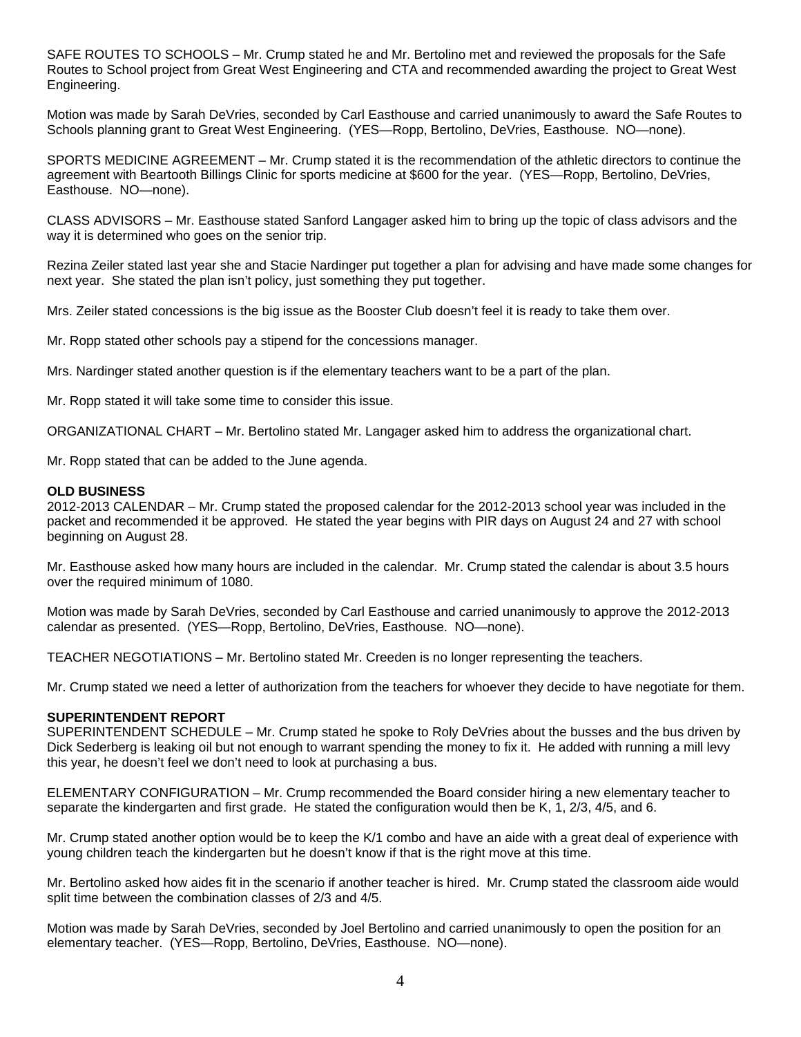SAFE ROUTES TO SCHOOLS – Mr. Crump stated he and Mr. Bertolino met and reviewed the proposals for the Safe Routes to School project from Great West Engineering and CTA and recommended awarding the project to Great West Engineering.

Motion was made by Sarah DeVries, seconded by Carl Easthouse and carried unanimously to award the Safe Routes to Schools planning grant to Great West Engineering. (YES—Ropp, Bertolino, DeVries, Easthouse. NO—none).

SPORTS MEDICINE AGREEMENT – Mr. Crump stated it is the recommendation of the athletic directors to continue the agreement with Beartooth Billings Clinic for sports medicine at $600 for the year. (YES—Ropp, Bertolino, DeVries, Easthouse. NO—none).

CLASS ADVISORS – Mr. Easthouse stated Sanford Langager asked him to bring up the topic of class advisors and the way it is determined who goes on the senior trip.

Rezina Zeiler stated last year she and Stacie Nardinger put together a plan for advising and have made some changes for next year. She stated the plan isn't policy, just something they put together.

Mrs. Zeiler stated concessions is the big issue as the Booster Club doesn't feel it is ready to take them over.

Mr. Ropp stated other schools pay a stipend for the concessions manager.

Mrs. Nardinger stated another question is if the elementary teachers want to be a part of the plan.

Mr. Ropp stated it will take some time to consider this issue.

ORGANIZATIONAL CHART – Mr. Bertolino stated Mr. Langager asked him to address the organizational chart.

Mr. Ropp stated that can be added to the June agenda.

**OLD BUSINESS**

2012-2013 CALENDAR – Mr. Crump stated the proposed calendar for the 2012-2013 school year was included in the packet and recommended it be approved. He stated the year begins with PIR days on August 24 and 27 with school beginning on August 28.

Mr. Easthouse asked how many hours are included in the calendar. Mr. Crump stated the calendar is about 3.5 hours over the required minimum of 1080.

Motion was made by Sarah DeVries, seconded by Carl Easthouse and carried unanimously to approve the 2012-2013 calendar as presented. (YES—Ropp, Bertolino, DeVries, Easthouse. NO—none).

TEACHER NEGOTIATIONS – Mr. Bertolino stated Mr. Creeden is no longer representing the teachers.

Mr. Crump stated we need a letter of authorization from the teachers for whoever they decide to have negotiate for them.

**SUPERINTENDENT REPORT**

SUPERINTENDENT SCHEDULE – Mr. Crump stated he spoke to Roly DeVries about the busses and the bus driven by Dick Sederberg is leaking oil but not enough to warrant spending the money to fix it. He added with running a mill levy this year, he doesn't feel we don't need to look at purchasing a bus.

ELEMENTARY CONFIGURATION – Mr. Crump recommended the Board consider hiring a new elementary teacher to separate the kindergarten and first grade. He stated the configuration would then be K, 1, 2/3, 4/5, and 6.

Mr. Crump stated another option would be to keep the K/1 combo and have an aide with a great deal of experience with young children teach the kindergarten but he doesn't know if that is the right move at this time.

Mr. Bertolino asked how aides fit in the scenario if another teacher is hired. Mr. Crump stated the classroom aide would split time between the combination classes of 2/3 and 4/5.

Motion was made by Sarah DeVries, seconded by Joel Bertolino and carried unanimously to open the position for an elementary teacher. (YES—Ropp, Bertolino, DeVries, Easthouse. NO—none).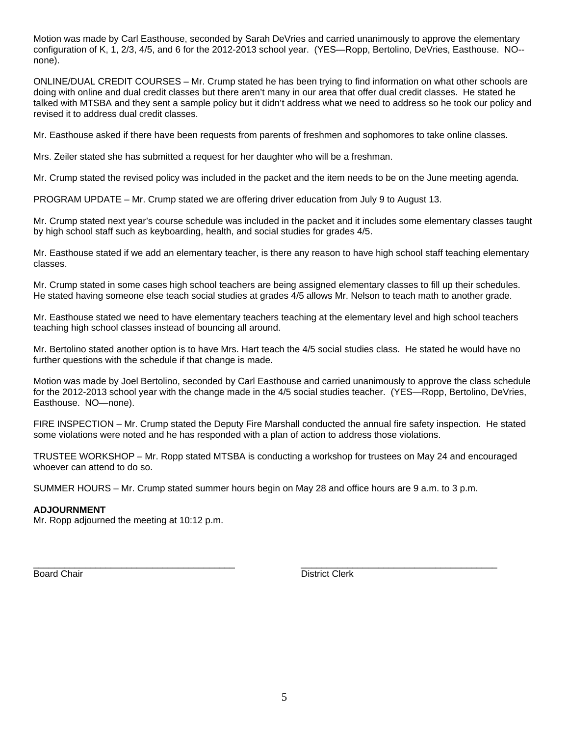Motion was made by Carl Easthouse, seconded by Sarah DeVries and carried unanimously to approve the elementary configuration of K, 1, 2/3, 4/5, and 6 for the 2012-2013 school year. (YES—Ropp, Bertolino, DeVries, Easthouse. NO--none).

ONLINE/DUAL CREDIT COURSES – Mr. Crump stated he has been trying to find information on what other schools are doing with online and dual credit classes but there aren't many in our area that offer dual credit classes. He stated he talked with MTSBA and they sent a sample policy but it didn't address what we need to address so he took our policy and revised it to address dual credit classes.

Mr. Easthouse asked if there have been requests from parents of freshmen and sophomores to take online classes.

Mrs. Zeiler stated she has submitted a request for her daughter who will be a freshman.

Mr. Crump stated the revised policy was included in the packet and the item needs to be on the June meeting agenda.

PROGRAM UPDATE – Mr. Crump stated we are offering driver education from July 9 to August 13.

Mr. Crump stated next year's course schedule was included in the packet and it includes some elementary classes taught by high school staff such as keyboarding, health, and social studies for grades 4/5.

Mr. Easthouse stated if we add an elementary teacher, is there any reason to have high school staff teaching elementary classes.

Mr. Crump stated in some cases high school teachers are being assigned elementary classes to fill up their schedules. He stated having someone else teach social studies at grades 4/5 allows Mr. Nelson to teach math to another grade.

Mr. Easthouse stated we need to have elementary teachers teaching at the elementary level and high school teachers teaching high school classes instead of bouncing all around.

Mr. Bertolino stated another option is to have Mrs. Hart teach the 4/5 social studies class. He stated he would have no further questions with the schedule if that change is made.

Motion was made by Joel Bertolino, seconded by Carl Easthouse and carried unanimously to approve the class schedule for the 2012-2013 school year with the change made in the 4/5 social studies teacher. (YES—Ropp, Bertolino, DeVries, Easthouse. NO—none).

FIRE INSPECTION – Mr. Crump stated the Deputy Fire Marshall conducted the annual fire safety inspection. He stated some violations were noted and he has responded with a plan of action to address those violations.

TRUSTEE WORKSHOP – Mr. Ropp stated MTSBA is conducting a workshop for trustees on May 24 and encouraged whoever can attend to do so.

SUMMER HOURS – Mr. Crump stated summer hours begin on May 28 and office hours are 9 a.m. to 3 p.m.

**ADJOURNMENT**
Mr. Ropp adjourned the meeting at 10:12 p.m.

_______________________________________ &nbsp;&nbsp;&nbsp;&nbsp;&nbsp;&nbsp; _______________________________________
Board Chair &nbsp;&nbsp;&nbsp;&nbsp;&nbsp;&nbsp;&nbsp;&nbsp;&nbsp;&nbsp;&nbsp;&nbsp;&nbsp;&nbsp;&nbsp;&nbsp;&nbsp;&nbsp;&nbsp;&nbsp;&nbsp;&nbsp;&nbsp;&nbsp;&nbsp;&nbsp;&nbsp;&nbsp;&nbsp;&nbsp;&nbsp;&nbsp;&nbsp;&nbsp;&nbsp;&nbsp;&nbsp;&nbsp;&nbsp;&nbsp;&nbsp;&nbsp;&nbsp;&nbsp;&nbsp;&nbsp;&nbsp;&nbsp;&nbsp;&nbsp; District Clerk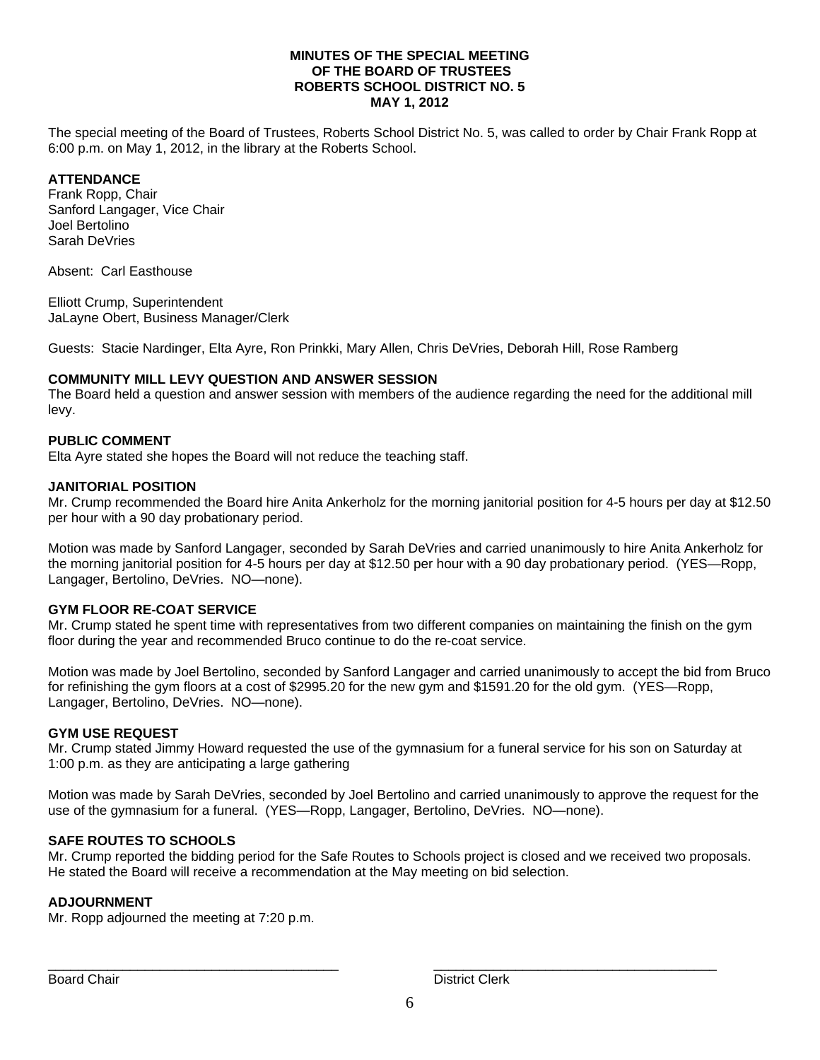# MINUTES OF THE SPECIAL MEETING
# OF THE BOARD OF TRUSTEES
# ROBERTS SCHOOL DISTRICT NO. 5
# MAY 1, 2012

The special meeting of the Board of Trustees, Roberts School District No. 5, was called to order by Chair Frank Ropp at 6:00 p.m. on May 1, 2012, in the library at the Roberts School.

**ATTENDANCE**

Frank Ropp, Chair
Sanford Langager, Vice Chair
Joel Bertolino
Sarah DeVries

Absent: Carl Easthouse

Elliott Crump, Superintendent
JaLayne Obert, Business Manager/Clerk

Guests: Stacie Nardinger, Elta Ayre, Ron Prinkki, Mary Allen, Chris DeVries, Deborah Hill, Rose Ramberg

**COMMUNITY MILL LEVY QUESTION AND ANSWER SESSION**

The Board held a question and answer session with members of the audience regarding the need for the additional mill levy.

**PUBLIC COMMENT**

Elta Ayre stated she hopes the Board will not reduce the teaching staff.

**JANITORIAL POSITION**

Mr. Crump recommended the Board hire Anita Ankerholz for the morning janitorial position for 4-5 hours per day at $12.50 per hour with a 90 day probationary period.

Motion was made by Sanford Langager, seconded by Sarah DeVries and carried unanimously to hire Anita Ankerholz for the morning janitorial position for 4-5 hours per day at $12.50 per hour with a 90 day probationary period. (YES—Ropp, Langager, Bertolino, DeVries. NO—none).

**GYM FLOOR RE-COAT SERVICE**

Mr. Crump stated he spent time with representatives from two different companies on maintaining the finish on the gym floor during the year and recommended Bruco continue to do the re-coat service.

Motion was made by Joel Bertolino, seconded by Sanford Langager and carried unanimously to accept the bid from Bruco for refinishing the gym floors at a cost of $2995.20 for the new gym and $1591.20 for the old gym. (YES—Ropp, Langager, Bertolino, DeVries. NO—none).

**GYM USE REQUEST**

Mr. Crump stated Jimmy Howard requested the use of the gymnasium for a funeral service for his son on Saturday at 1:00 p.m. as they are anticipating a large gathering

Motion was made by Sarah DeVries, seconded by Joel Bertolino and carried unanimously to approve the request for the use of the gymnasium for a funeral. (YES—Ropp, Langager, Bertolino, DeVries. NO—none).

**SAFE ROUTES TO SCHOOLS**

Mr. Crump reported the bidding period for the Safe Routes to Schools project is closed and we received two proposals. He stated the Board will receive a recommendation at the May meeting on bid selection.

**ADJOURNMENT**

Mr. Ropp adjourned the meeting at 7:20 p.m.

_______________________________________ _______________________________________
Board Chair District Clerk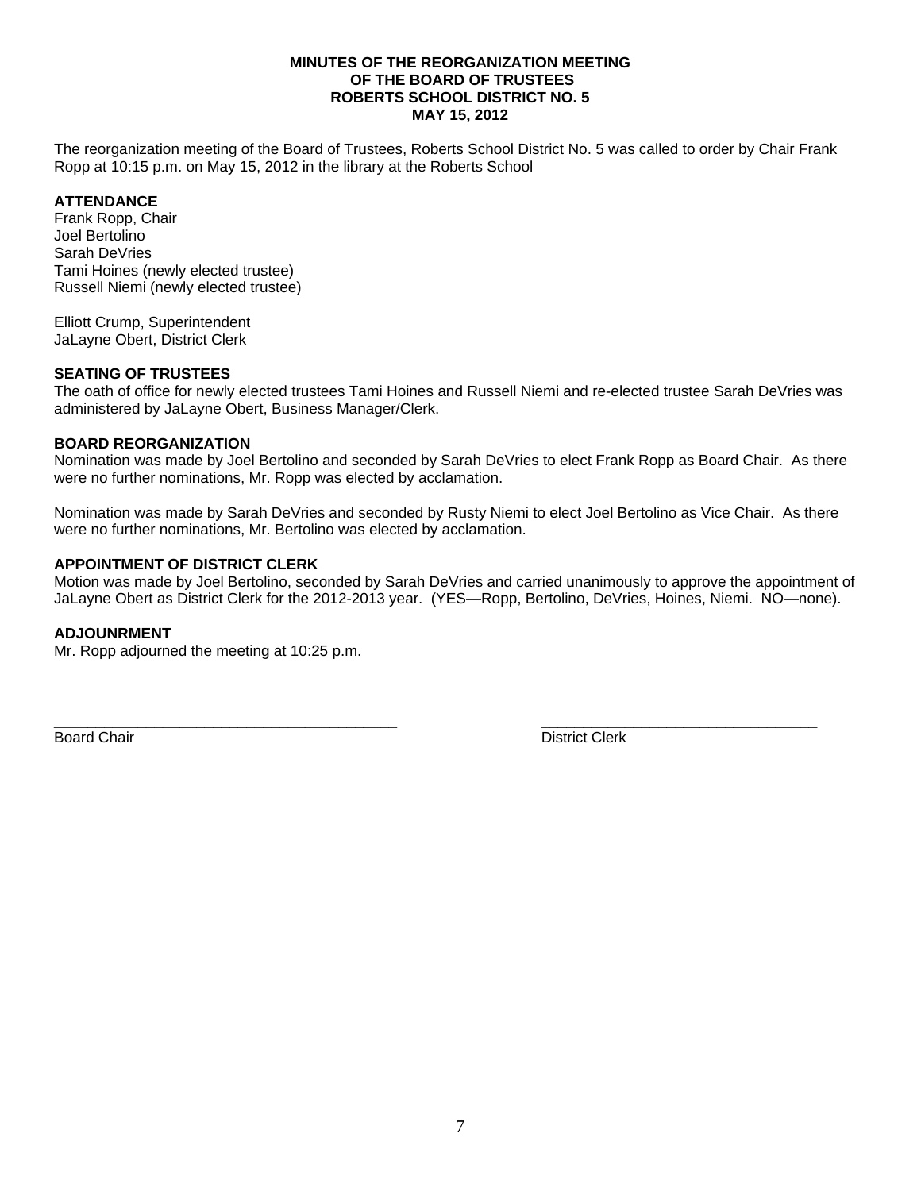# MINUTES OF THE REORGANIZATION MEETING OF THE BOARD OF TRUSTEES ROBERTS SCHOOL DISTRICT NO. 5 MAY 15, 2012

The reorganization meeting of the Board of Trustees, Roberts School District No. 5 was called to order by Chair Frank Ropp at 10:15 p.m. on May 15, 2012 in the library at the Roberts School

**ATTENDANCE**

Frank Ropp, Chair
Joel Bertolino
Sarah DeVries
Tami Hoines (newly elected trustee)
Russell Niemi (newly elected trustee)

Elliott Crump, Superintendent
JaLayne Obert, District Clerk

**SEATING OF TRUSTEES**

The oath of office for newly elected trustees Tami Hoines and Russell Niemi and re-elected trustee Sarah DeVries was administered by JaLayne Obert, Business Manager/Clerk.

**BOARD REORGANIZATION**

Nomination was made by Joel Bertolino and seconded by Sarah DeVries to elect Frank Ropp as Board Chair. As there were no further nominations, Mr. Ropp was elected by acclamation.

Nomination was made by Sarah DeVries and seconded by Rusty Niemi to elect Joel Bertolino as Vice Chair. As there were no further nominations, Mr. Bertolino was elected by acclamation.

**APPOINTMENT OF DISTRICT CLERK**

Motion was made by Joel Bertolino, seconded by Sarah DeVries and carried unanimously to approve the appointment of JaLayne Obert as District Clerk for the 2012-2013 year. (YES—Ropp, Bertolino, DeVries, Hoines, Niemi. NO—none).

**ADJOUNRMENT**

Mr. Ropp adjourned the meeting at 10:25 p.m.

\_\_\_\_\_\_\_\_\_\_\_\_\_\_\_\_\_\_\_\_\_\_\_\_\_\_\_\_\_\_\_\_\_\_\_\_\_\_\_\_\_\_
Board Chair

\_\_\_\_\_\_\_\_\_\_\_\_\_\_\_\_\_\_\_\_\_\_\_\_\_\_\_\_\_\_\_\_\_\_\_\_
District Clerk